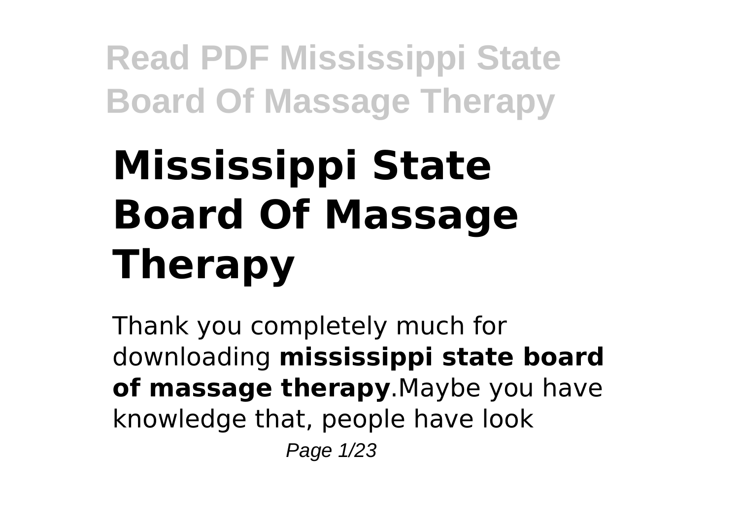# Mississippi State Board Of Massage Therapy

Thank you completely much for downloading **mississippi state board of massage therapy**.Maybe you have knowledge that, people have look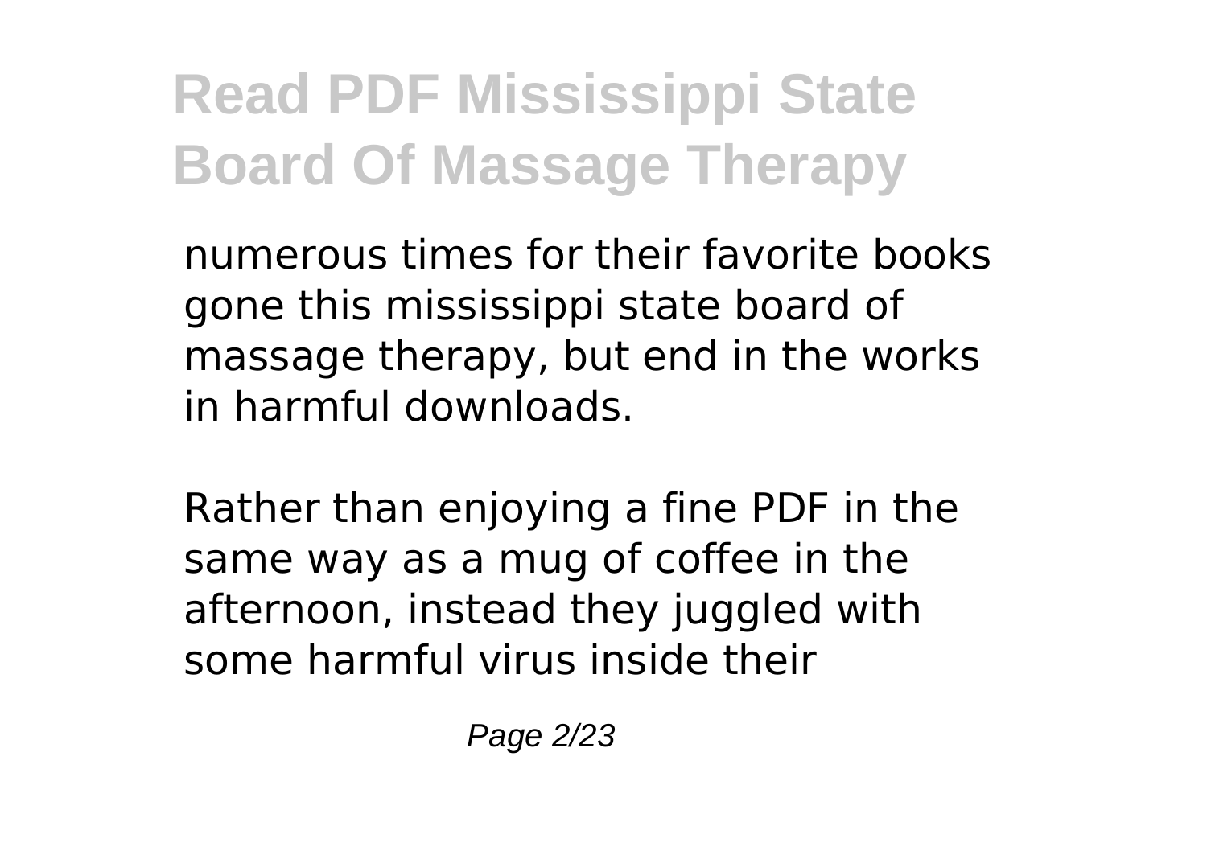numerous times for their favorite books gone this mississippi state board of massage therapy, but end in the works in harmful downloads.

Rather than enjoying a fine PDF in the same way as a mug of coffee in the afternoon, instead they juggled with some harmful virus inside their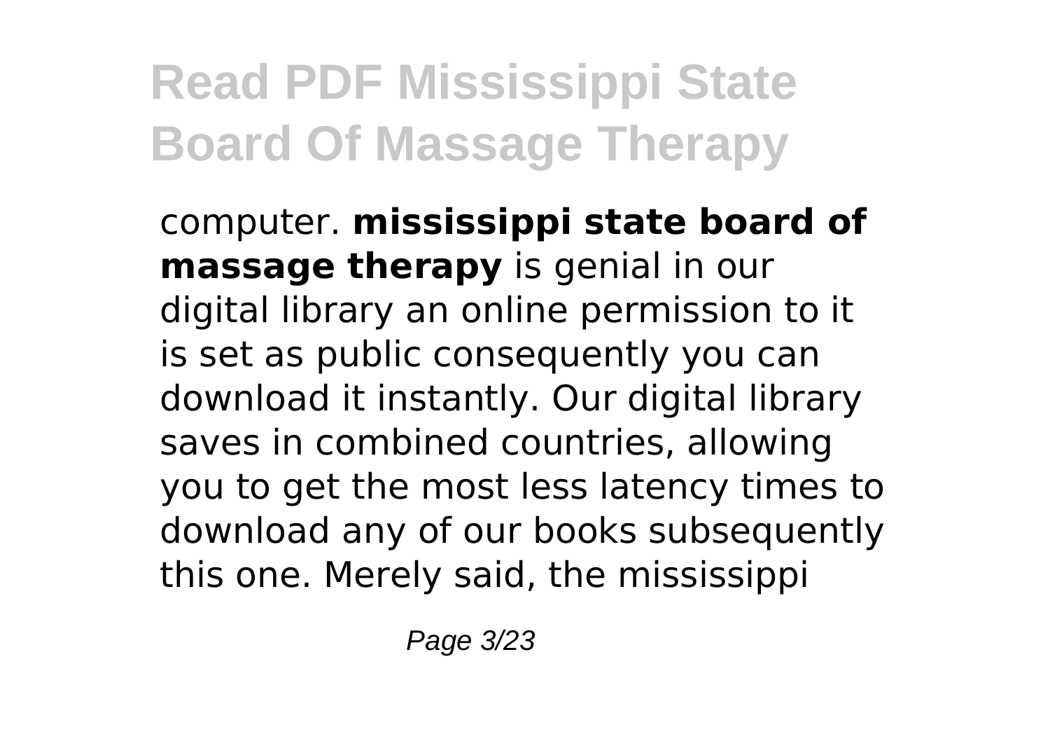computer. **mississippi state board of massage therapy** is genial in our digital library an online permission to it is set as public consequently you can download it instantly. Our digital library saves in combined countries, allowing you to get the most less latency times to download any of our books subsequently this one. Merely said, the mississippi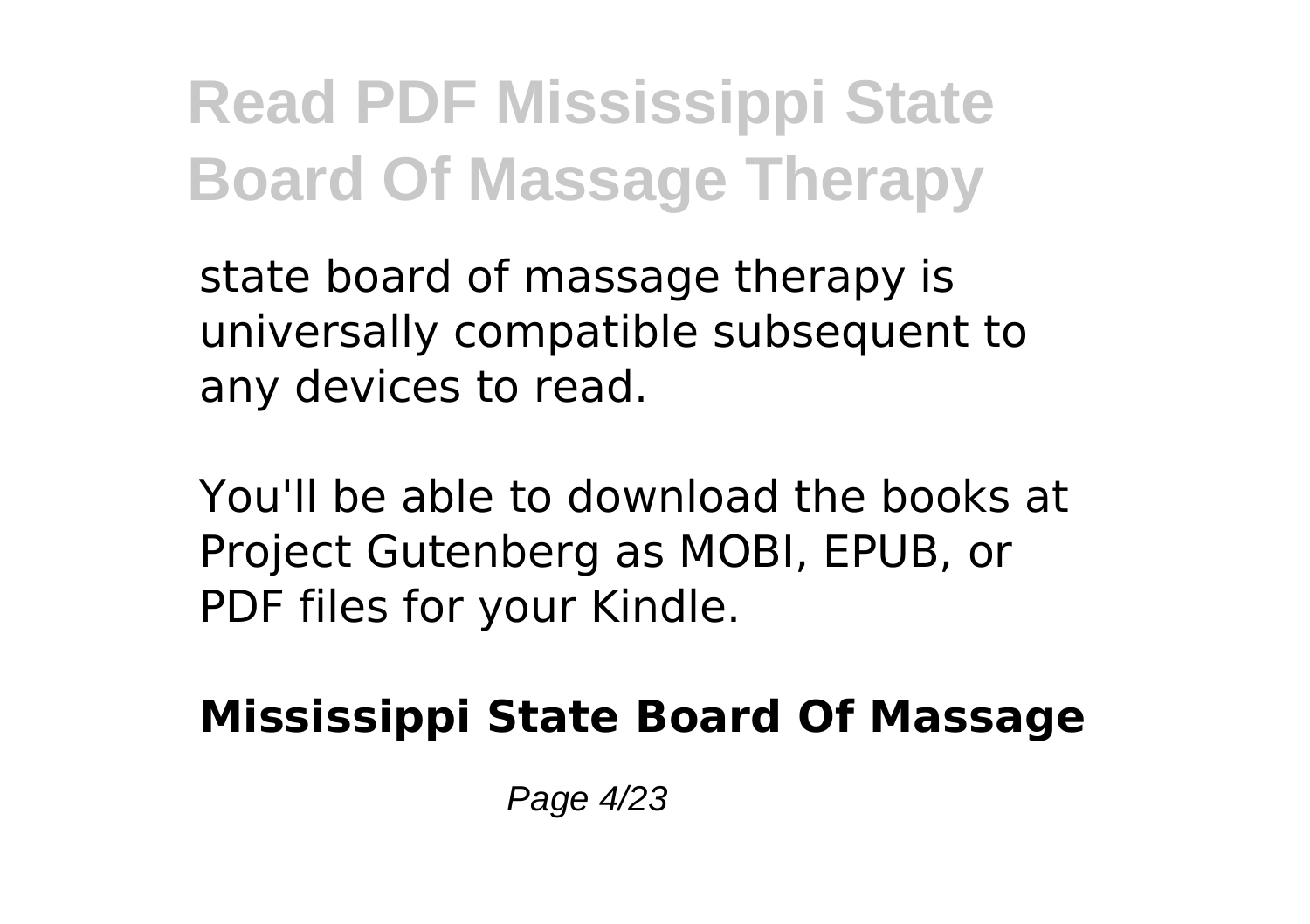state board of massage therapy is universally compatible subsequent to any devices to read.

You'll be able to download the books at Project Gutenberg as MOBI, EPUB, or PDF files for your Kindle.

**Mississippi State Board Of Massage**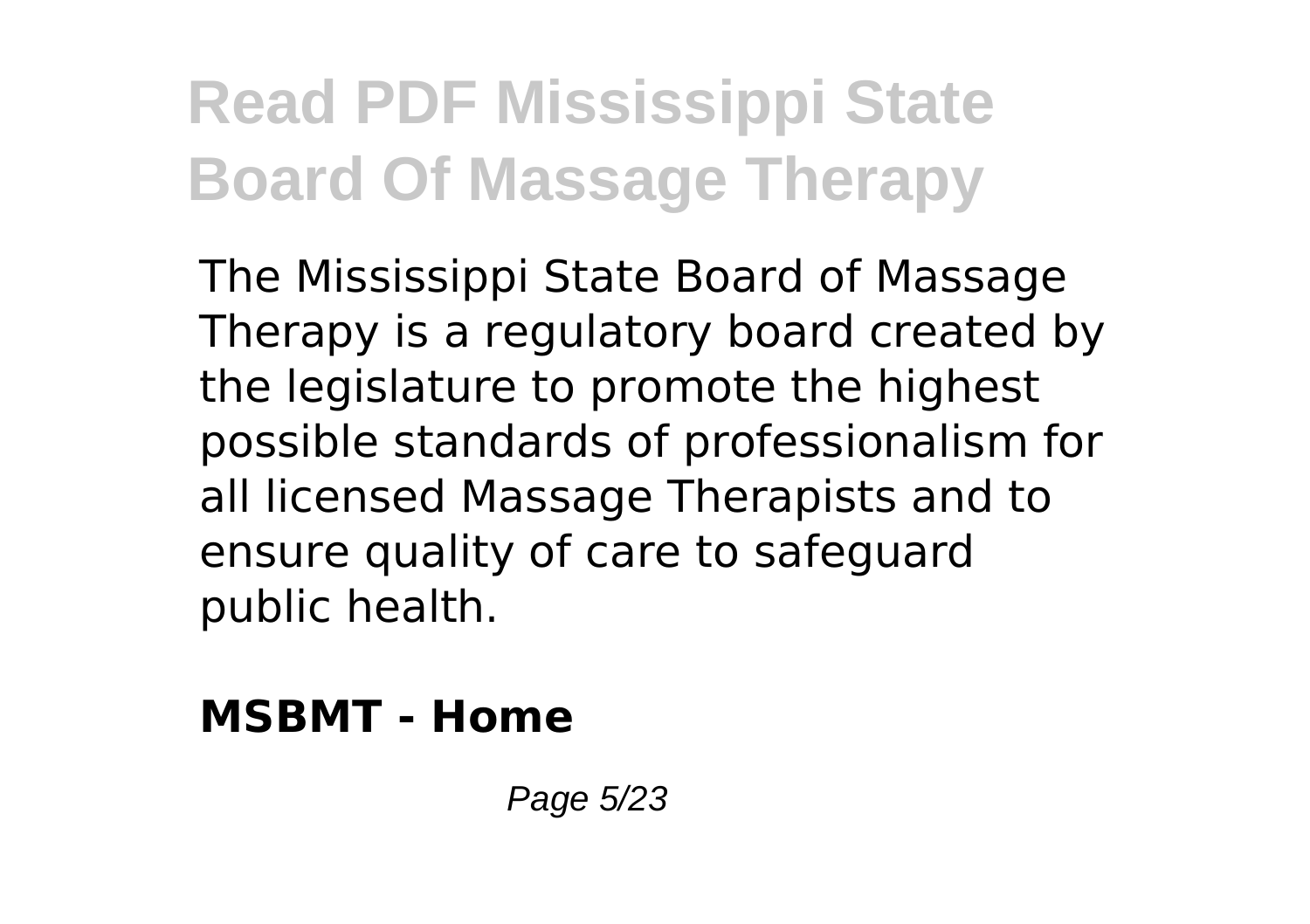The Mississippi State Board of Massage Therapy is a regulatory board created by the legislature to promote the highest possible standards of professionalism for all licensed Massage Therapists and to ensure quality of care to safeguard public health.

**MSBMT - Home**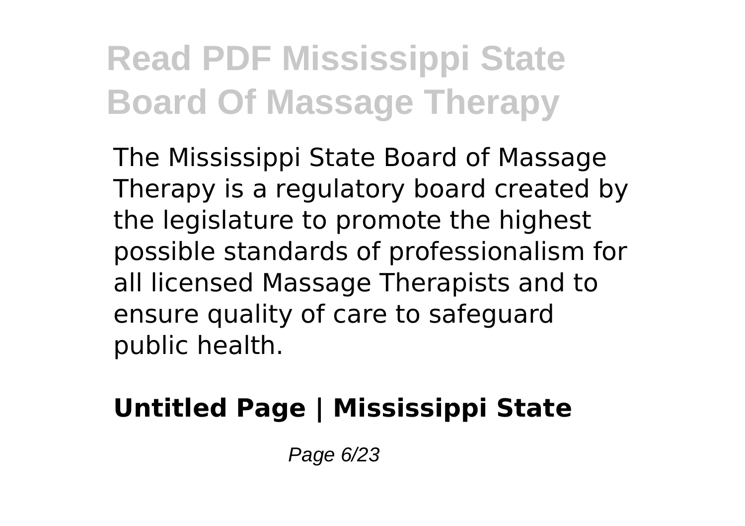The Mississippi State Board of Massage Therapy is a regulatory board created by the legislature to promote the highest possible standards of professionalism for all licensed Massage Therapists and to ensure quality of care to safeguard public health.

**Untitled Page | Mississippi State**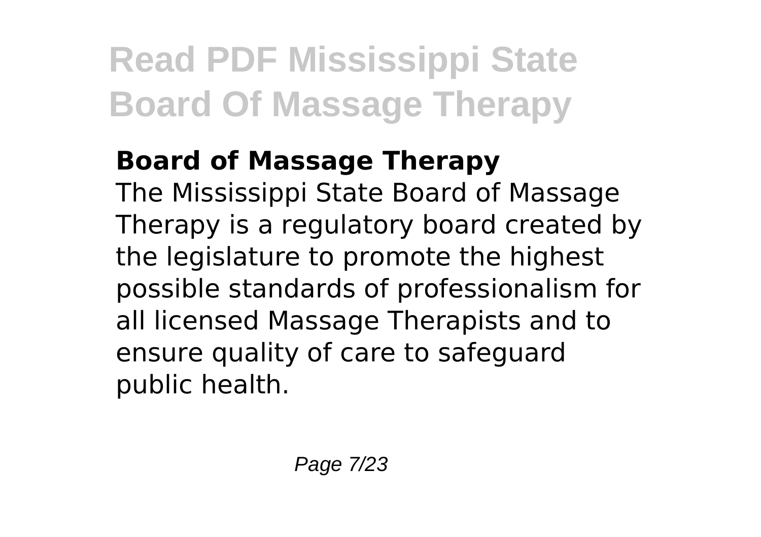## Board of Massage Therapy

The Mississippi State Board of Massage Therapy is a regulatory board created by the legislature to promote the highest possible standards of professionalism for all licensed Massage Therapists and to ensure quality of care to safeguard public health.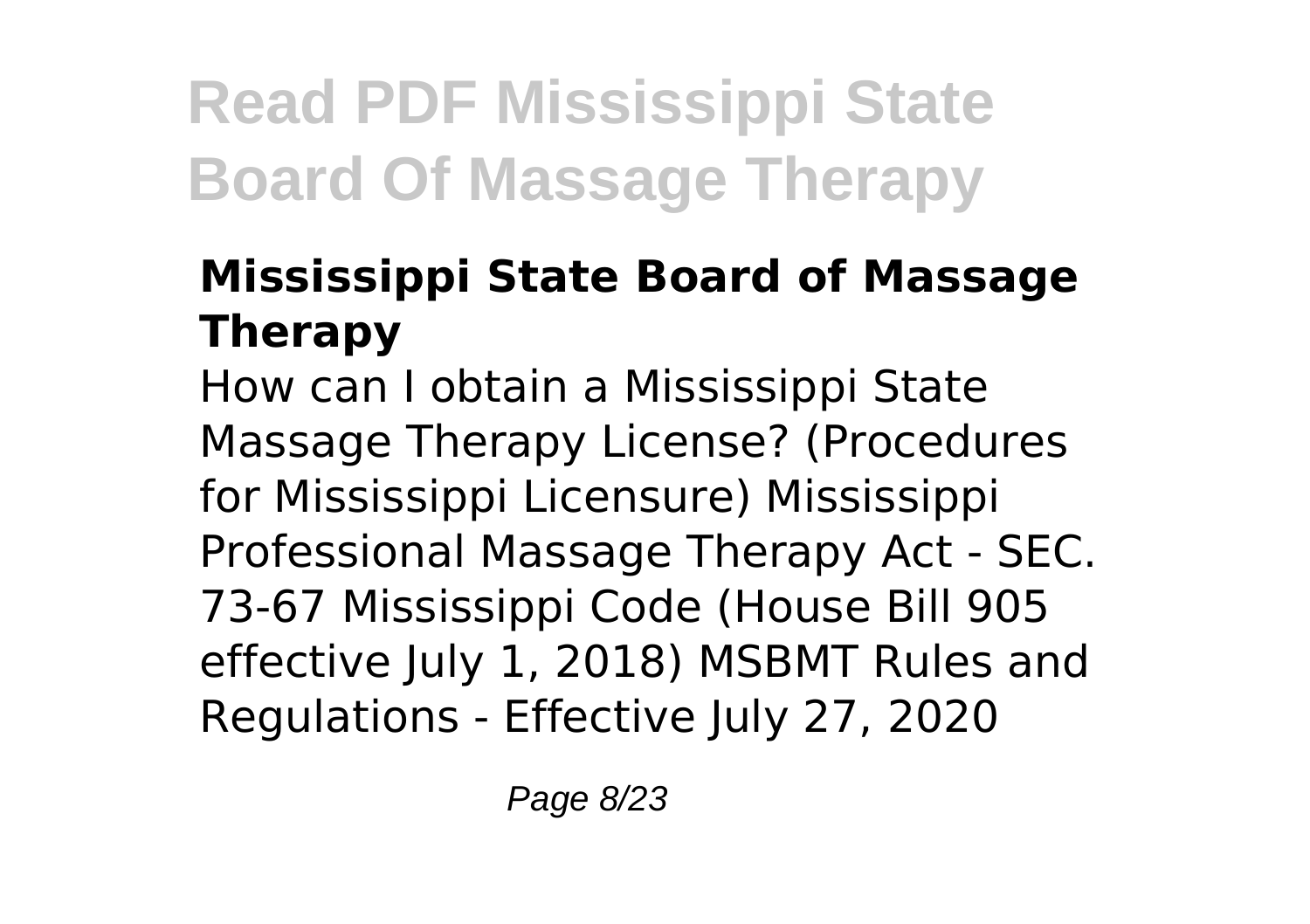### Mississippi State Board of Massage Therapy

How can I obtain a Mississippi State Massage Therapy License? (Procedures for Mississippi Licensure) Mississippi Professional Massage Therapy Act - SEC. 73-67 Mississippi Code (House Bill 905 effective July 1, 2018) MSBMT Rules and Regulations - Effective July 27, 2020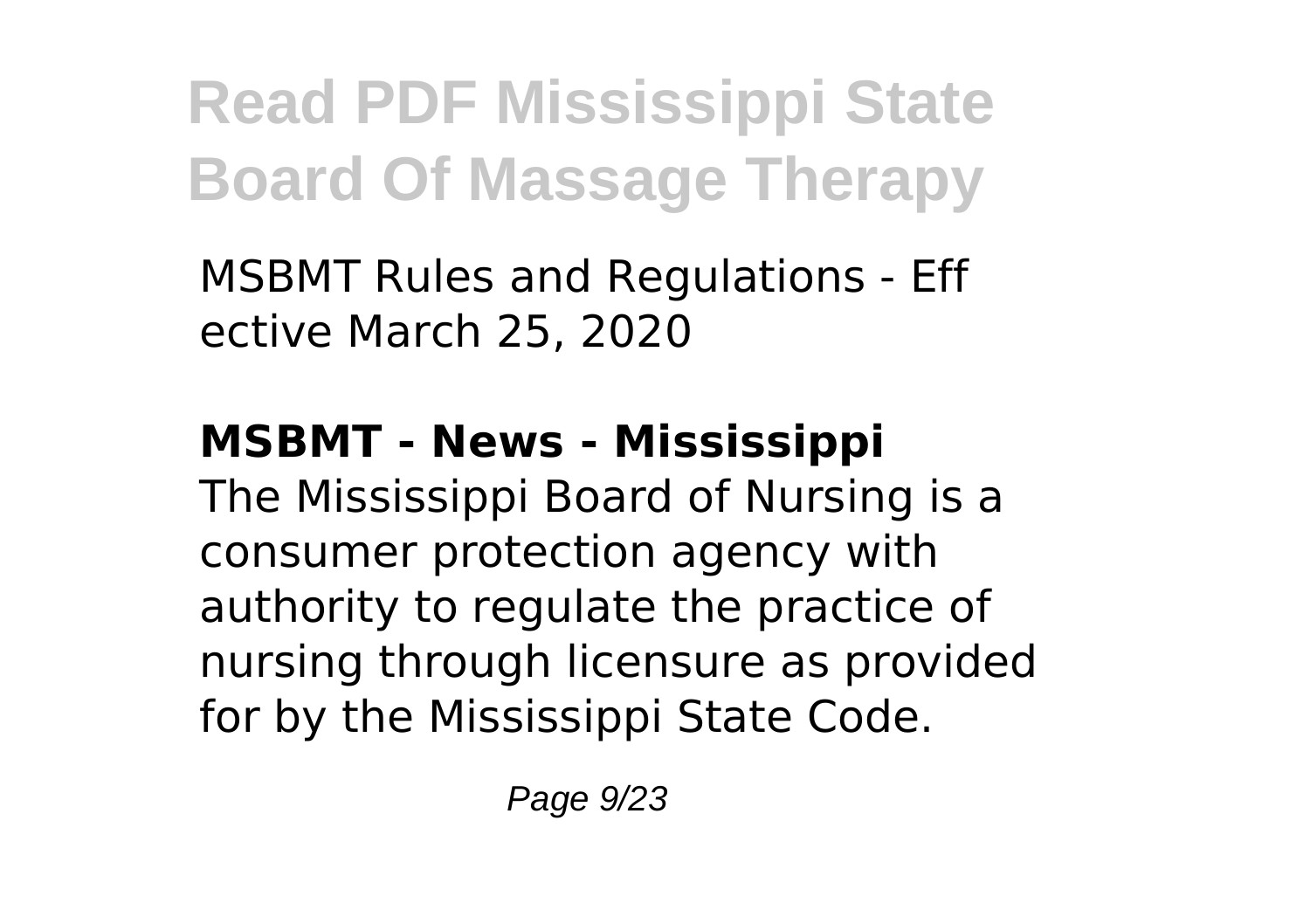MSBMT Rules and Regulations - Eff ective March 25, 2020

**MSBMT - News - Mississippi**

The Mississippi Board of Nursing is a consumer protection agency with authority to regulate the practice of nursing through licensure as provided for by the Mississippi State Code.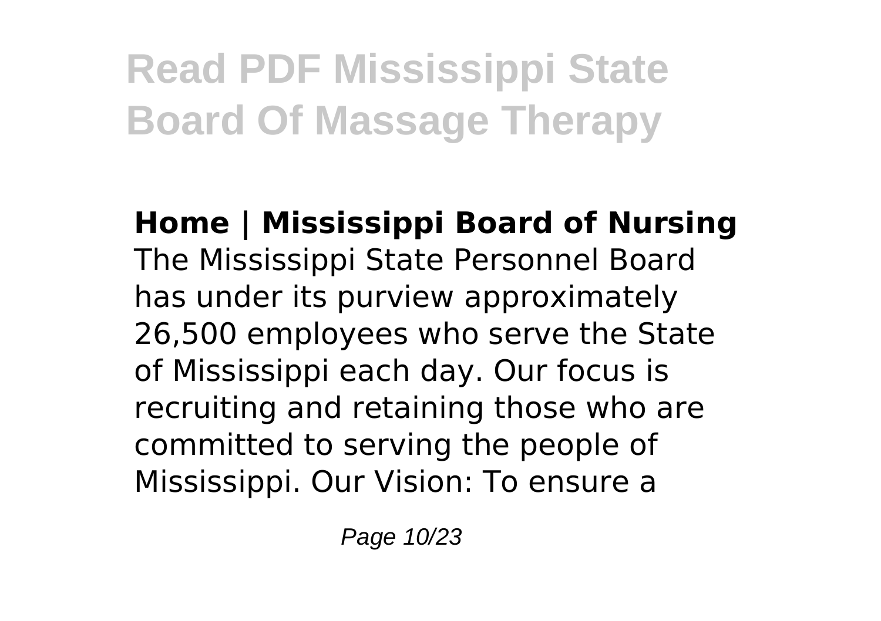**Home | Mississippi Board of Nursing**
The Mississippi State Personnel Board has under its purview approximately 26,500 employees who serve the State of Mississippi each day. Our focus is recruiting and retaining those who are committed to serving the people of Mississippi. Our Vision: To ensure a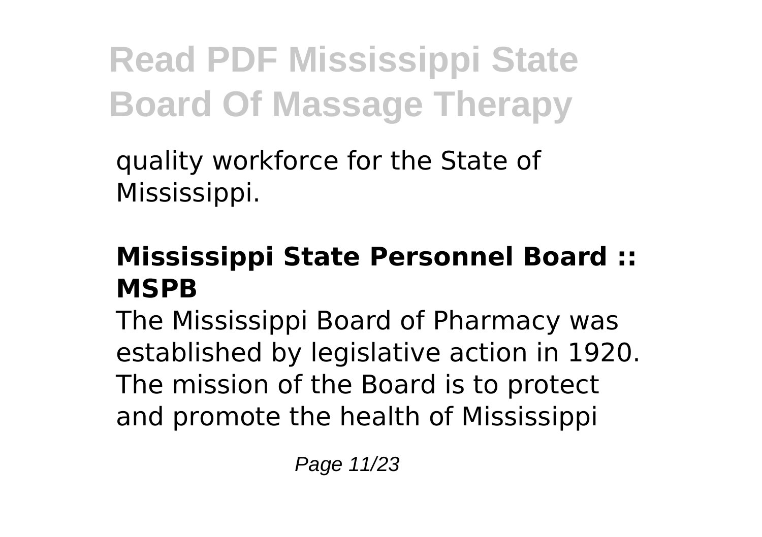quality workforce for the State of Mississippi.

## Mississippi State Personnel Board :: MSPB

The Mississippi Board of Pharmacy was established by legislative action in 1920. The mission of the Board is to protect and promote the health of Mississippi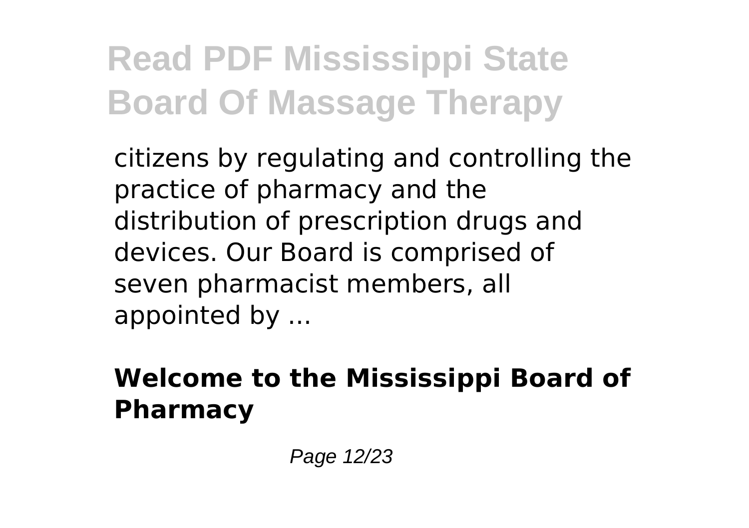citizens by regulating and controlling the practice of pharmacy and the distribution of prescription drugs and devices. Our Board is comprised of seven pharmacist members, all appointed by ...

**Welcome to the Mississippi Board of Pharmacy**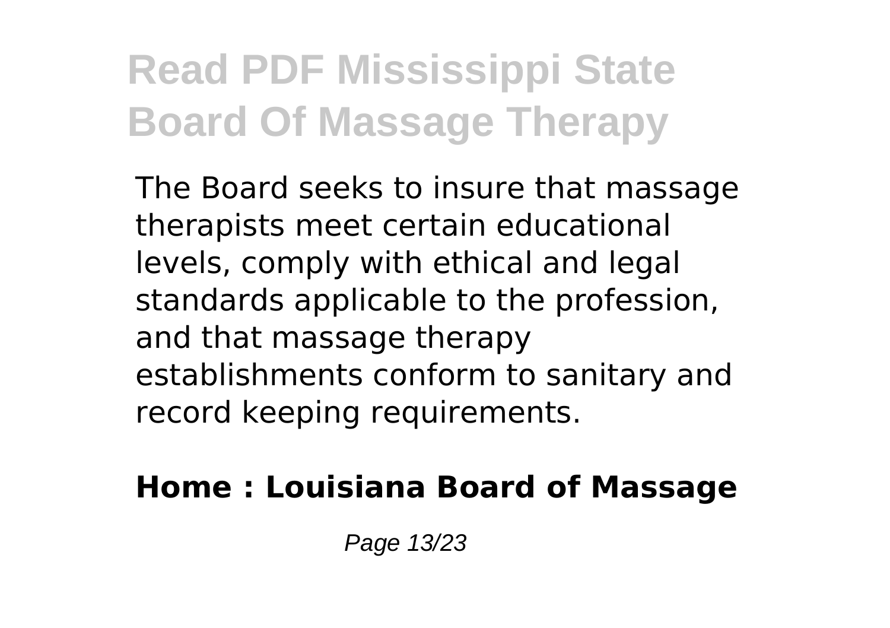The Board seeks to insure that massage therapists meet certain educational levels, comply with ethical and legal standards applicable to the profession, and that massage therapy establishments conform to sanitary and record keeping requirements.

**Home : Louisiana Board of Massage**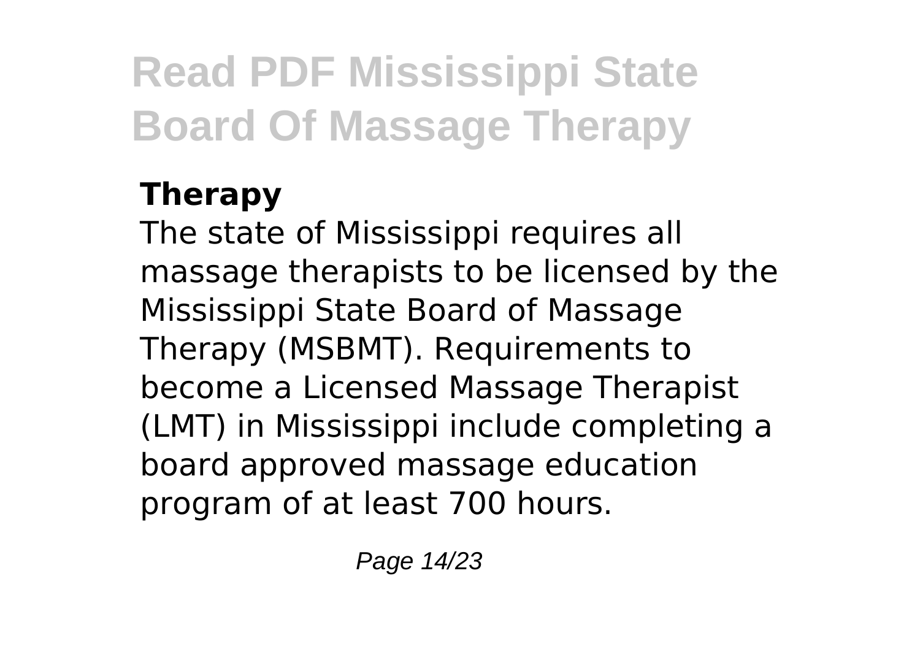### Therapy

The state of Mississippi requires all massage therapists to be licensed by the Mississippi State Board of Massage Therapy (MSBMT). Requirements to become a Licensed Massage Therapist (LMT) in Mississippi include completing a board approved massage education program of at least 700 hours.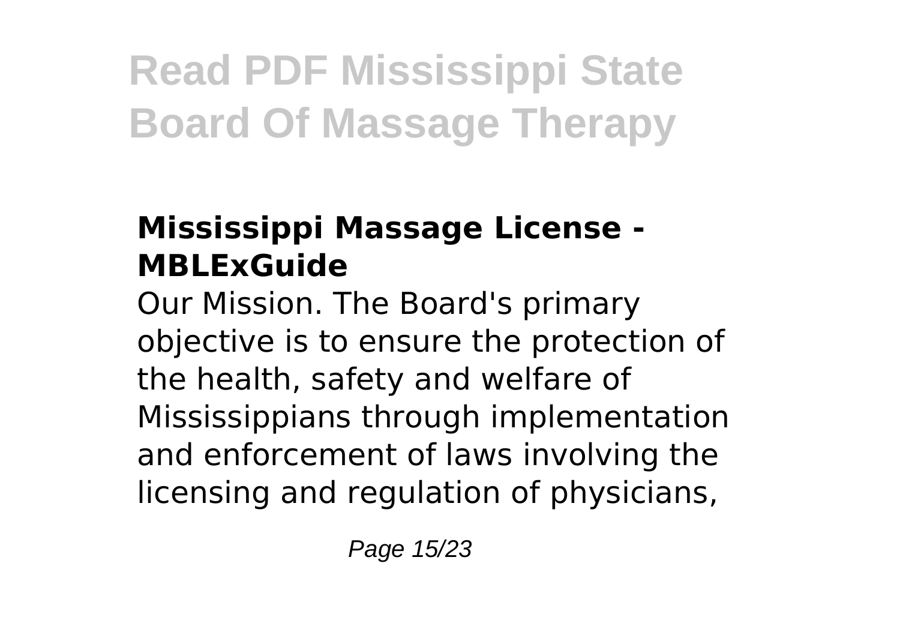### Mississippi Massage License - MBLExGuide

Our Mission. The Board's primary objective is to ensure the protection of the health, safety and welfare of Mississippians through implementation and enforcement of laws involving the licensing and regulation of physicians,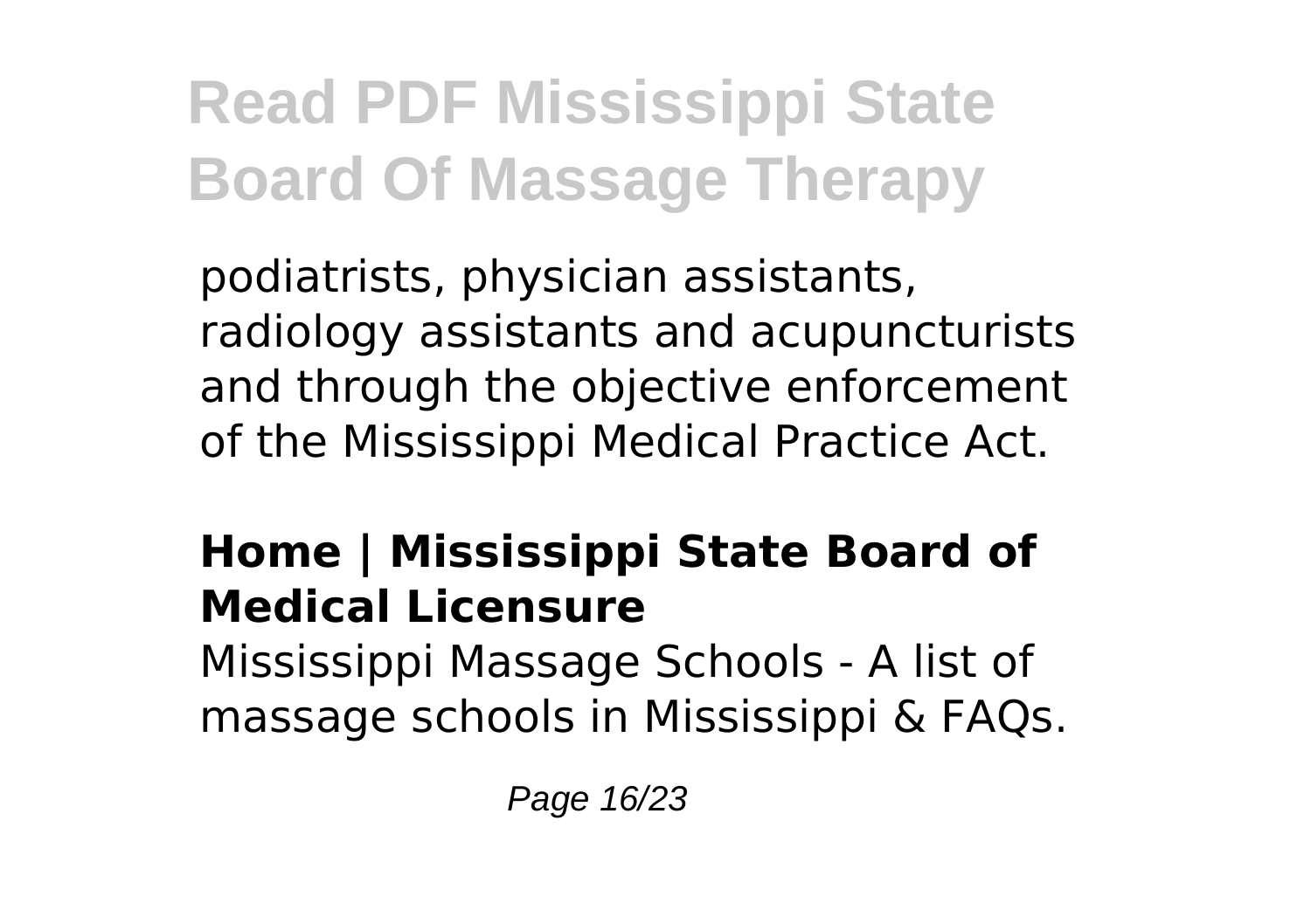podiatrists, physician assistants, radiology assistants and acupuncturists and through the objective enforcement of the Mississippi Medical Practice Act.

## Home | Mississippi State Board of Medical Licensure

Mississippi Massage Schools - A list of massage schools in Mississippi & FAQs.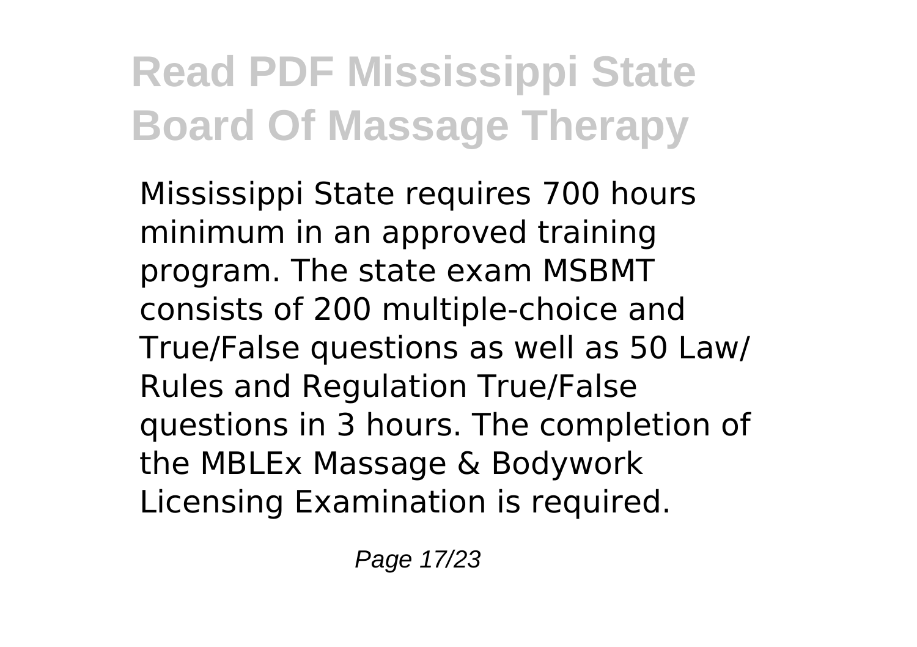Mississippi State requires 700 hours minimum in an approved training program. The state exam MSBMT consists of 200 multiple-choice and True/False questions as well as 50 Law/ Rules and Regulation True/False questions in 3 hours. The completion of the MBLEx Massage & Bodywork Licensing Examination is required.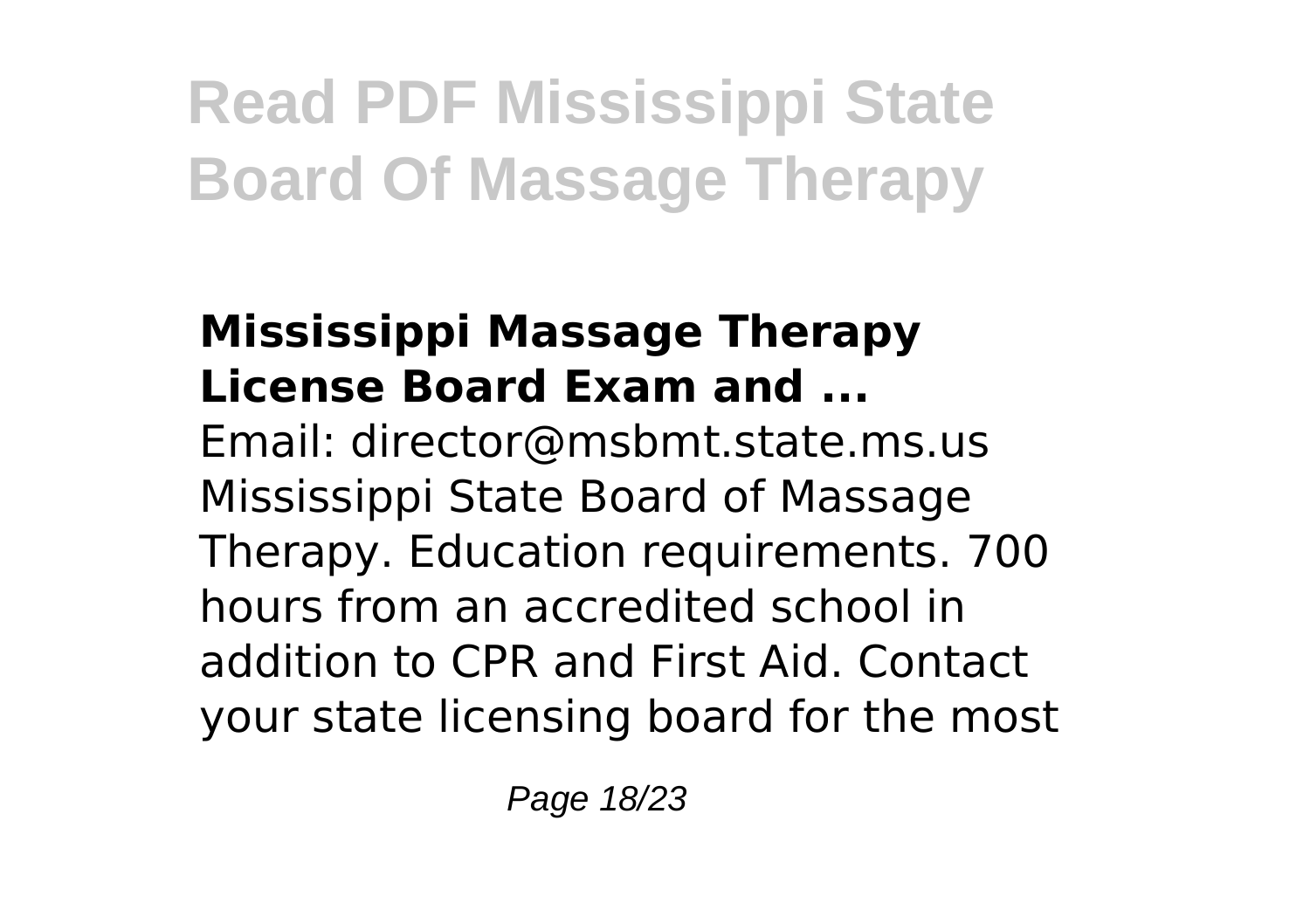## Mississippi Massage Therapy License Board Exam and ...

Email: director@msbmt.state.ms.us Mississippi State Board of Massage Therapy. Education requirements. 700 hours from an accredited school in addition to CPR and First Aid. Contact your state licensing board for the most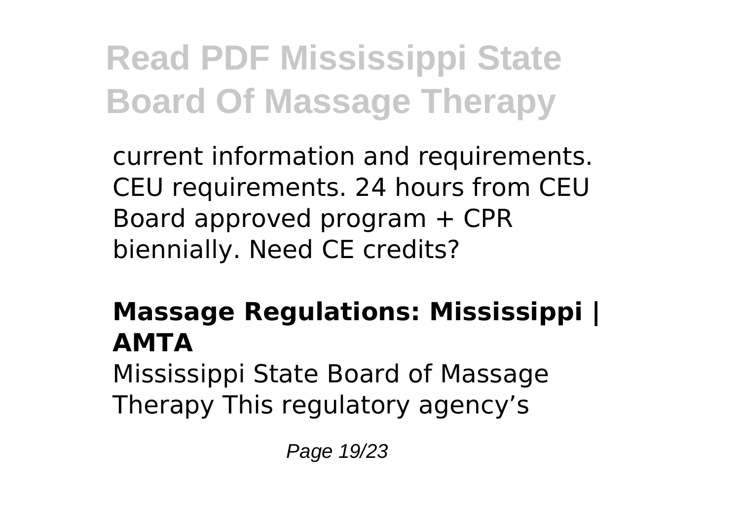current information and requirements. CEU requirements. 24 hours from CEU Board approved program + CPR biennially. Need CE credits?

**Massage Regulations: Mississippi | AMTA**

Mississippi State Board of Massage Therapy This regulatory agency's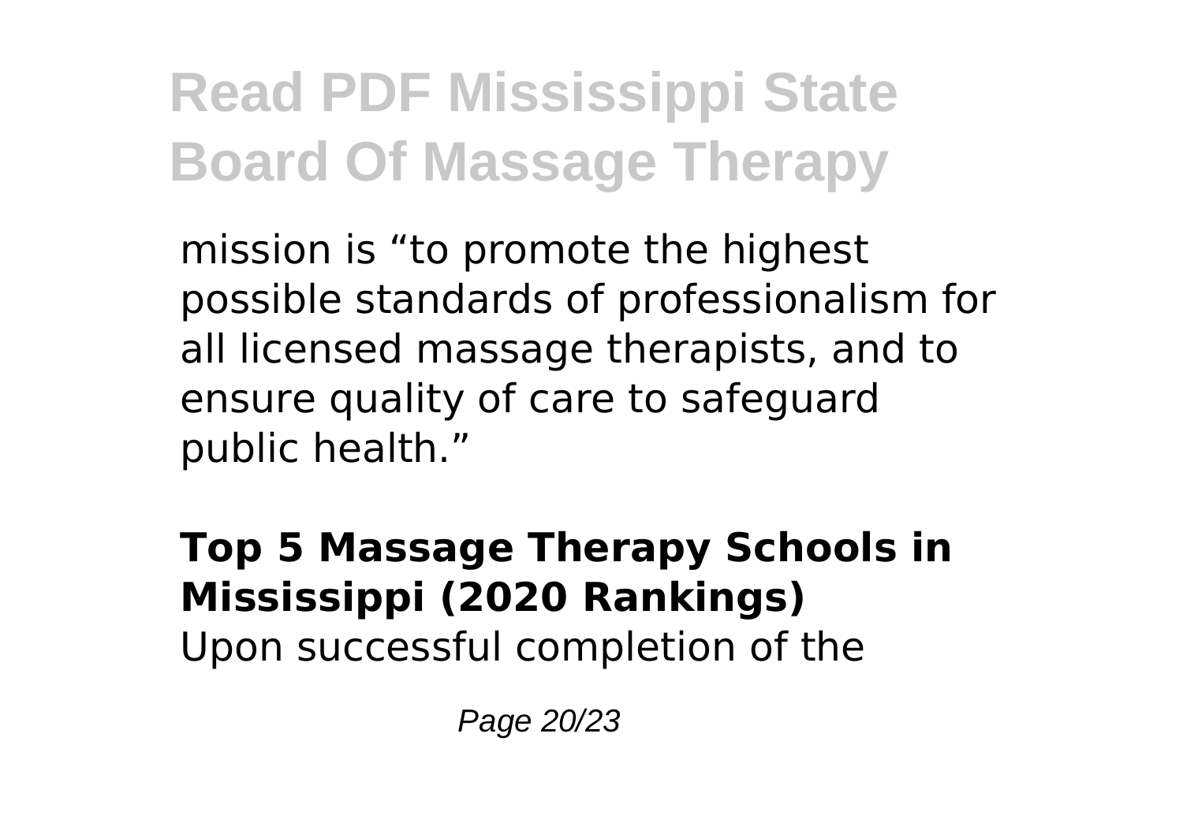mission is “to promote the highest possible standards of professionalism for all licensed massage therapists, and to ensure quality of care to safeguard public health.”

**Top 5 Massage Therapy Schools in Mississippi (2020 Rankings)**

Upon successful completion of the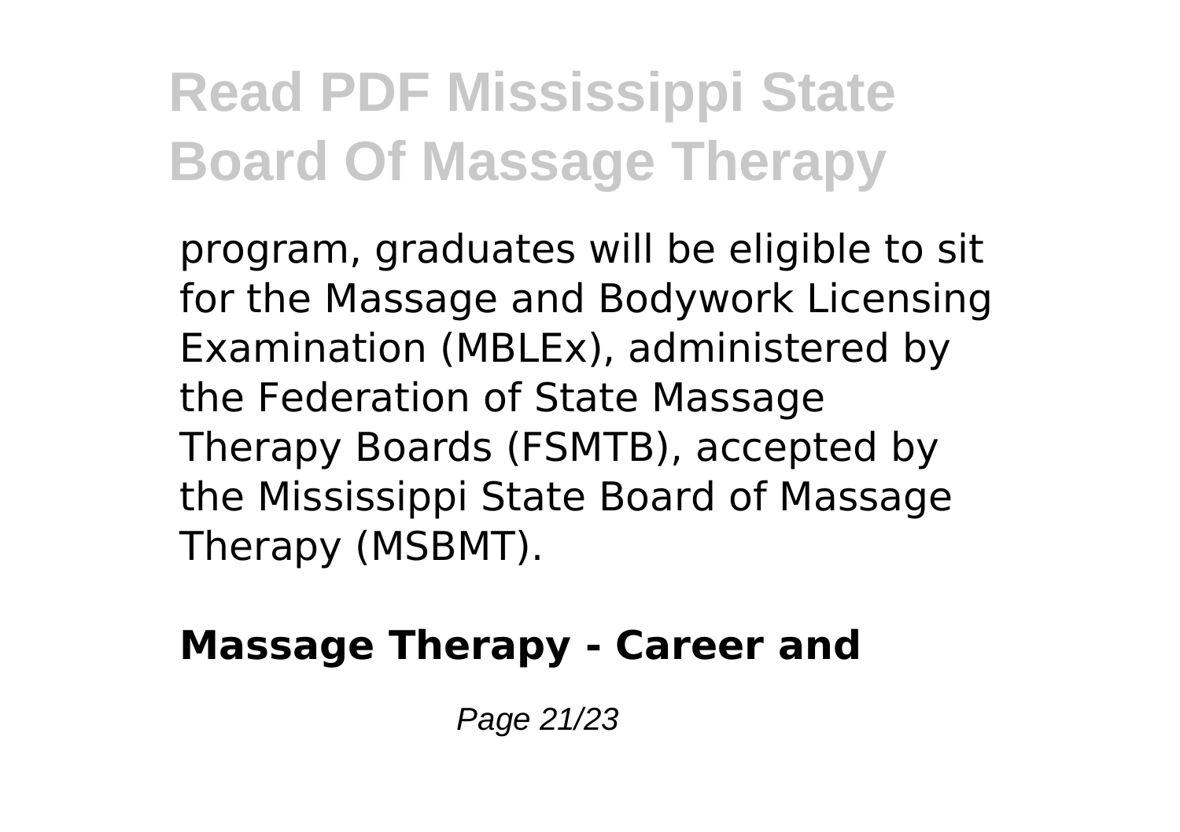program, graduates will be eligible to sit for the Massage and Bodywork Licensing Examination (MBLEx), administered by the Federation of State Massage Therapy Boards (FSMTB), accepted by the Mississippi State Board of Massage Therapy (MSBMT).

**Massage Therapy - Career and**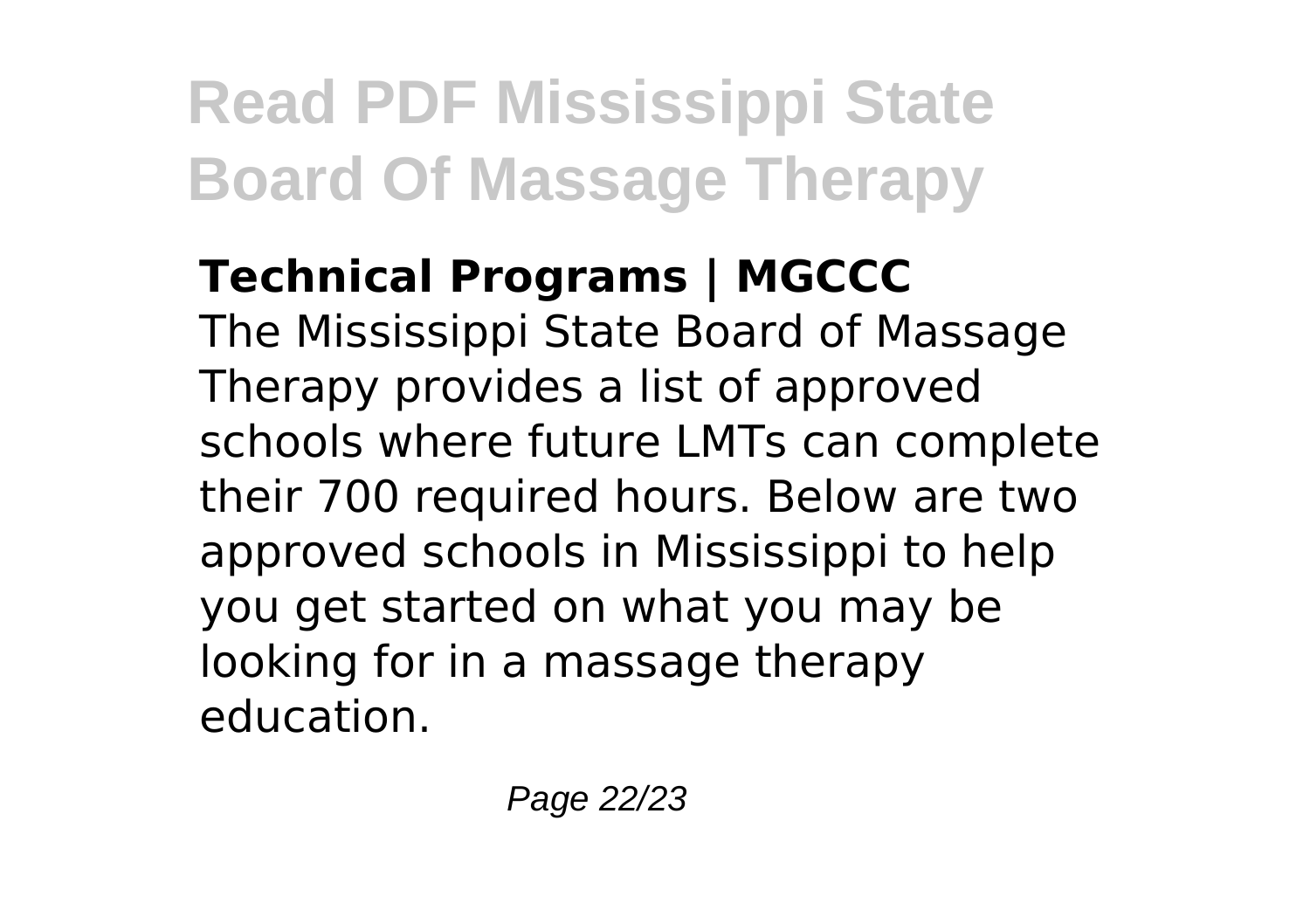**Technical Programs | MGCCC**

The Mississippi State Board of Massage Therapy provides a list of approved schools where future LMTs can complete their 700 required hours. Below are two approved schools in Mississippi to help you get started on what you may be looking for in a massage therapy education.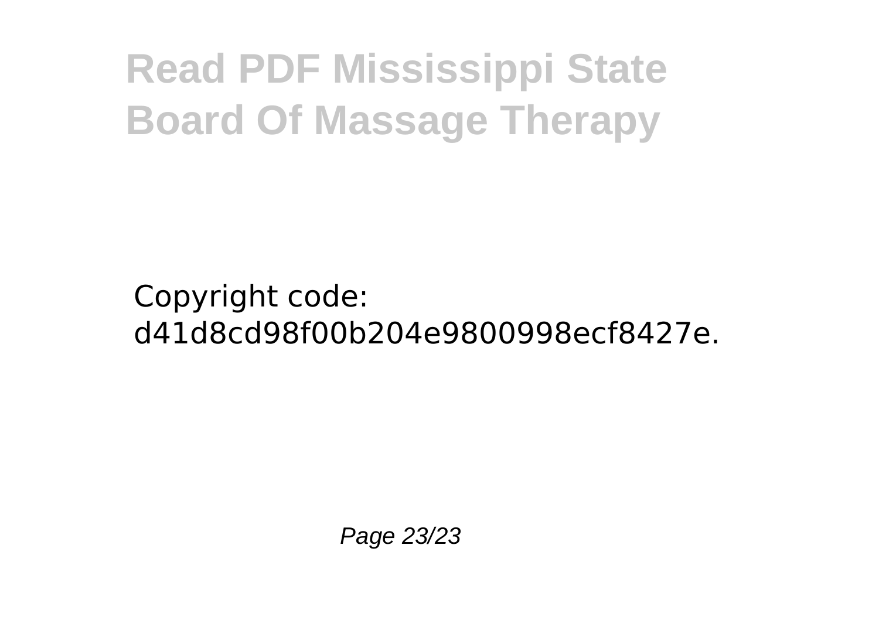Copyright code: d41d8cd98f00b204e9800998ecf8427e.